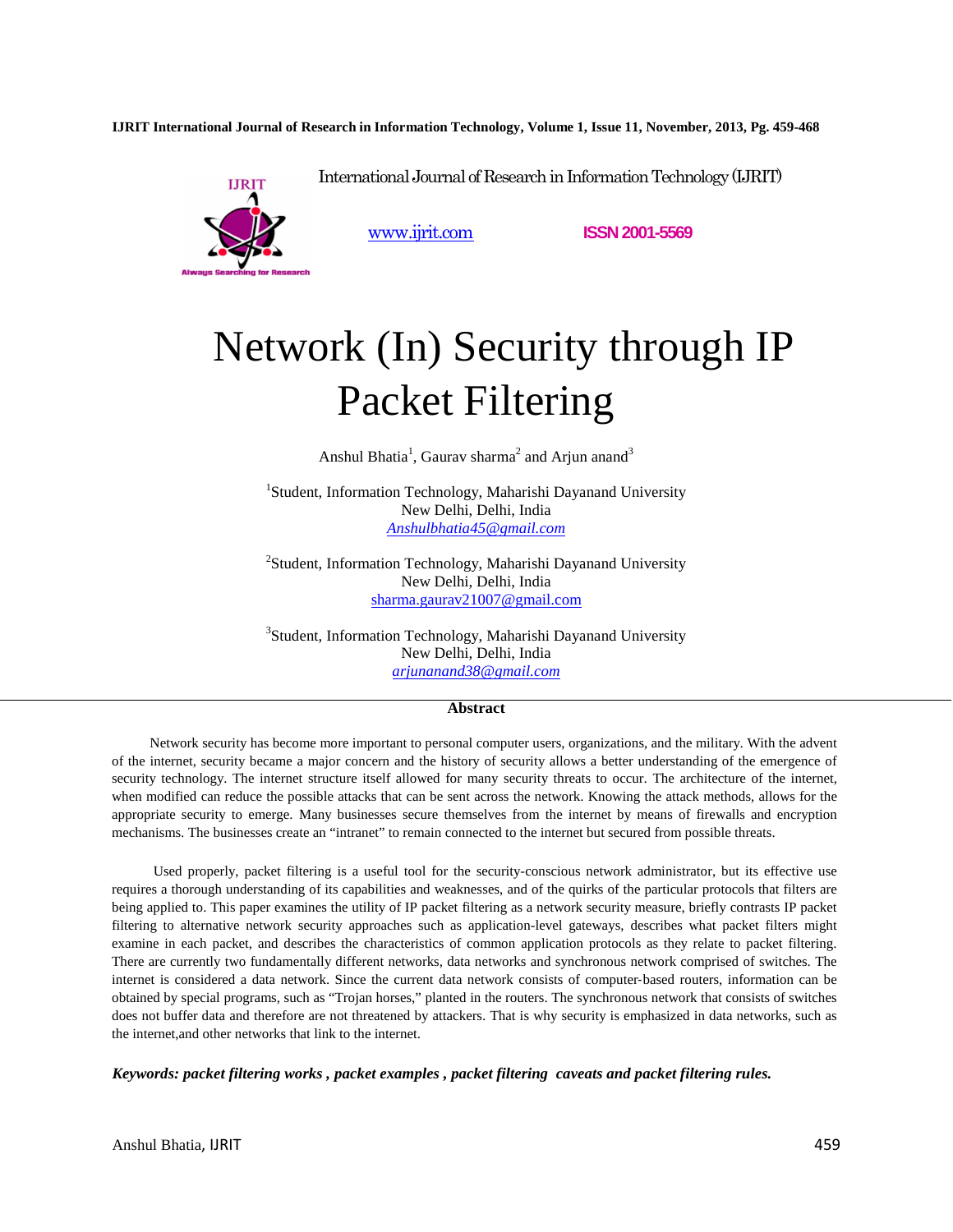International Journal of Research in Information Technology (IJRIT)

www.ijrit.com ISSN 2001-5569

# Network (In) Security through IP Packet Filtering

Anshul Bhatia[1], Gaurav sharma[2] and Arjun anand[3]

[1]Student, Information Technology, Maharishi Dayanand University
New Delhi, Delhi, India
*Anshulbhatia45@gmail.com*

[2]Student, Information Technology, Maharishi Dayanand University
New Delhi, Delhi, India
sharma.gaurav21007@gmail.com

[3]Student, Information Technology, Maharishi Dayanand University
New Delhi, Delhi, India
*arjunanand38@gmail.com*

## Abstract

Network security has become more important to personal computer users, organizations, and the military. With the advent of the internet, security became a major concern and the history of security allows a better understanding of the emergence of security technology. The internet structure itself allowed for many security threats to occur. The architecture of the internet, when modified can reduce the possible attacks that can be sent across the network. Knowing the attack methods, allows for the appropriate security to emerge. Many businesses secure themselves from the internet by means of firewalls and encryption mechanisms. The businesses create an "intranet" to remain connected to the internet but secured from possible threats.

Used properly, packet filtering is a useful tool for the security-conscious network administrator, but its effective use requires a thorough understanding of its capabilities and weaknesses, and of the quirks of the particular protocols that filters are being applied to. This paper examines the utility of IP packet filtering as a network security measure, briefly contrasts IP packet filtering to alternative network security approaches such as application-level gateways, describes what packet filters might examine in each packet, and describes the characteristics of common application protocols as they relate to packet filtering. There are currently two fundamentally different networks, data networks and synchronous network comprised of switches. The internet is considered a data network. Since the current data network consists of computer-based routers, information can be obtained by special programs, such as "Trojan horses," planted in the routers. The synchronous network that consists of switches does not buffer data and therefore are not threatened by attackers. That is why security is emphasized in data networks, such as the internet,and other networks that link to the internet.

***Keywords: packet filtering works , packet examples , packet filtering caveats and packet filtering rules.***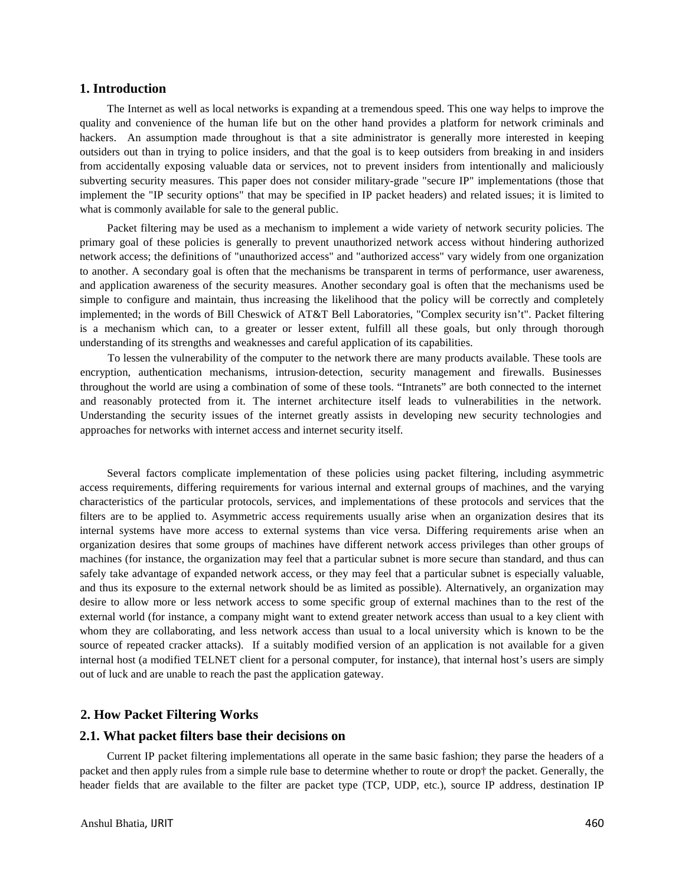## 1. Introduction

The Internet as well as local networks is expanding at a tremendous speed. This one way helps to improve the quality and convenience of the human life but on the other hand provides a platform for network criminals and hackers. An assumption made throughout is that a site administrator is generally more interested in keeping outsiders out than in trying to police insiders, and that the goal is to keep outsiders from breaking in and insiders from accidentally exposing valuable data or services, not to prevent insiders from intentionally and maliciously subverting security measures. This paper does not consider military-grade "secure IP" implementations (those that implement the "IP security options" that may be specified in IP packet headers) and related issues; it is limited to what is commonly available for sale to the general public.

Packet filtering may be used as a mechanism to implement a wide variety of network security policies. The primary goal of these policies is generally to prevent unauthorized network access without hindering authorized network access; the definitions of "unauthorized access" and "authorized access" vary widely from one organization to another. A secondary goal is often that the mechanisms be transparent in terms of performance, user awareness, and application awareness of the security measures. Another secondary goal is often that the mechanisms used be simple to configure and maintain, thus increasing the likelihood that the policy will be correctly and completely implemented; in the words of Bill Cheswick of AT&T Bell Laboratories, "Complex security isn't". Packet filtering is a mechanism which can, to a greater or lesser extent, fulfill all these goals, but only through thorough understanding of its strengths and weaknesses and careful application of its capabilities.

To lessen the vulnerability of the computer to the network there are many products available. These tools are encryption, authentication mechanisms, intrusion-detection, security management and firewalls. Businesses throughout the world are using a combination of some of these tools. "Intranets" are both connected to the internet and reasonably protected from it. The internet architecture itself leads to vulnerabilities in the network. Understanding the security issues of the internet greatly assists in developing new security technologies and approaches for networks with internet access and internet security itself.

Several factors complicate implementation of these policies using packet filtering, including asymmetric access requirements, differing requirements for various internal and external groups of machines, and the varying characteristics of the particular protocols, services, and implementations of these protocols and services that the filters are to be applied to. Asymmetric access requirements usually arise when an organization desires that its internal systems have more access to external systems than vice versa. Differing requirements arise when an organization desires that some groups of machines have different network access privileges than other groups of machines (for instance, the organization may feel that a particular subnet is more secure than standard, and thus can safely take advantage of expanded network access, or they may feel that a particular subnet is especially valuable, and thus its exposure to the external network should be as limited as possible). Alternatively, an organization may desire to allow more or less network access to some specific group of external machines than to the rest of the external world (for instance, a company might want to extend greater network access than usual to a key client with whom they are collaborating, and less network access than usual to a local university which is known to be the source of repeated cracker attacks). If a suitably modified version of an application is not available for a given internal host (a modified TELNET client for a personal computer, for instance), that internal host's users are simply out of luck and are unable to reach the past the application gateway.

## 2. How Packet Filtering Works

### 2.1. What packet filters base their decisions on

Current IP packet filtering implementations all operate in the same basic fashion; they parse the headers of a packet and then apply rules from a simple rule base to determine whether to route or drop† the packet. Generally, the header fields that are available to the filter are packet type (TCP, UDP, etc.), source IP address, destination IP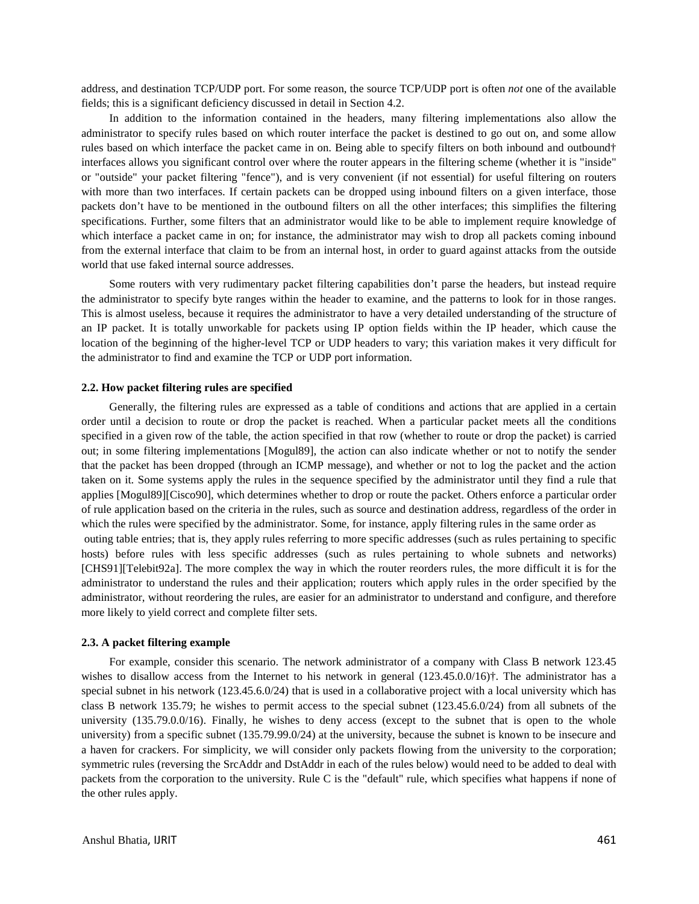address, and destination TCP/UDP port. For some reason, the source TCP/UDP port is often *not* one of the available fields; this is a significant deficiency discussed in detail in Section 4.2.

In addition to the information contained in the headers, many filtering implementations also allow the administrator to specify rules based on which router interface the packet is destined to go out on, and some allow rules based on which interface the packet came in on. Being able to specify filters on both inbound and outbound† interfaces allows you significant control over where the router appears in the filtering scheme (whether it is "inside" or "outside" your packet filtering "fence"), and is very convenient (if not essential) for useful filtering on routers with more than two interfaces. If certain packets can be dropped using inbound filters on a given interface, those packets don't have to be mentioned in the outbound filters on all the other interfaces; this simplifies the filtering specifications. Further, some filters that an administrator would like to be able to implement require knowledge of which interface a packet came in on; for instance, the administrator may wish to drop all packets coming inbound from the external interface that claim to be from an internal host, in order to guard against attacks from the outside world that use faked internal source addresses.

Some routers with very rudimentary packet filtering capabilities don't parse the headers, but instead require the administrator to specify byte ranges within the header to examine, and the patterns to look for in those ranges. This is almost useless, because it requires the administrator to have a very detailed understanding of the structure of an IP packet. It is totally unworkable for packets using IP option fields within the IP header, which cause the location of the beginning of the higher-level TCP or UDP headers to vary; this variation makes it very difficult for the administrator to find and examine the TCP or UDP port information.

### 2.2. How packet filtering rules are specified

Generally, the filtering rules are expressed as a table of conditions and actions that are applied in a certain order until a decision to route or drop the packet is reached. When a particular packet meets all the conditions specified in a given row of the table, the action specified in that row (whether to route or drop the packet) is carried out; in some filtering implementations [Mogul89], the action can also indicate whether or not to notify the sender that the packet has been dropped (through an ICMP message), and whether or not to log the packet and the action taken on it. Some systems apply the rules in the sequence specified by the administrator until they find a rule that applies [Mogul89][Cisco90], which determines whether to drop or route the packet. Others enforce a particular order of rule application based on the criteria in the rules, such as source and destination address, regardless of the order in which the rules were specified by the administrator. Some, for instance, apply filtering rules in the same order as outing table entries; that is, they apply rules referring to more specific addresses (such as rules pertaining to specific hosts) before rules with less specific addresses (such as rules pertaining to whole subnets and networks) [CHS91][Telebit92a]. The more complex the way in which the router reorders rules, the more difficult it is for the administrator to understand the rules and their application; routers which apply rules in the order specified by the administrator, without reordering the rules, are easier for an administrator to understand and configure, and therefore more likely to yield correct and complete filter sets.

### 2.3. A packet filtering example

For example, consider this scenario. The network administrator of a company with Class B network 123.45 wishes to disallow access from the Internet to his network in general (123.45.0.0/16)†. The administrator has a special subnet in his network (123.45.6.0/24) that is used in a collaborative project with a local university which has class B network 135.79; he wishes to permit access to the special subnet (123.45.6.0/24) from all subnets of the university (135.79.0.0/16). Finally, he wishes to deny access (except to the subnet that is open to the whole university) from a specific subnet (135.79.99.0/24) at the university, because the subnet is known to be insecure and a haven for crackers. For simplicity, we will consider only packets flowing from the university to the corporation; symmetric rules (reversing the SrcAddr and DstAddr in each of the rules below) would need to be added to deal with packets from the corporation to the university. Rule C is the "default" rule, which specifies what happens if none of the other rules apply.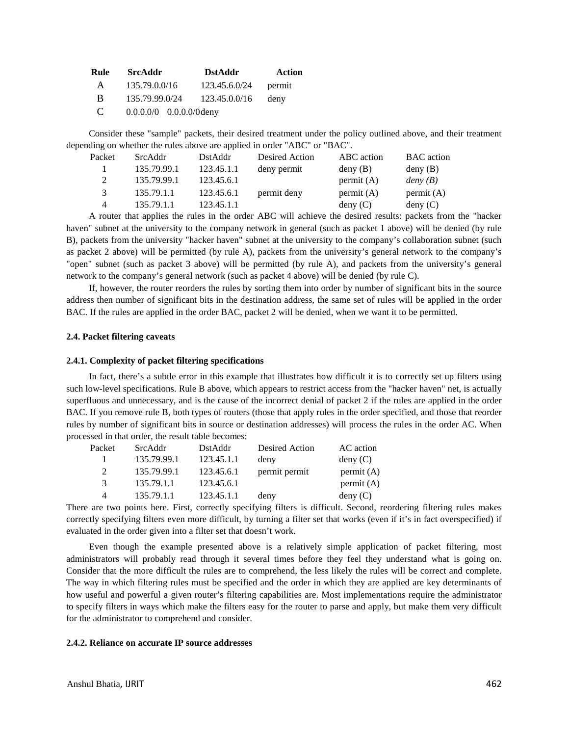| Rule | SrcAddr | DstAddr | Action |
|---|---|---|---|
| A | 135.79.0.0/16 | 123.45.6.0/24 | permit |
| B | 135.79.99.0/24 | 123.45.0.0/16 | deny |
| C | 0.0.0.0/0 | 0.0.0.0/0 | deny |

Consider these "sample" packets, their desired treatment under the policy outlined above, and their treatment depending on whether the rules above are applied in order "ABC" or "BAC".

| Packet | SrcAddr | DstAddr | Desired Action | ABC action | BAC action |
|---|---|---|---|---|---|
| 1 | 135.79.99.1 | 123.45.1.1 | deny permit | deny (B) | deny (B) |
| 2 | 135.79.99.1 | 123.45.6.1 | | permit (A) | *deny (B)* |
| 3 | 135.79.1.1 | 123.45.6.1 | permit deny | permit (A) | permit (A) |
| 4 | 135.79.1.1 | 123.45.1.1 | | deny (C) | deny (C) |

A router that applies the rules in the order ABC will achieve the desired results: packets from the "hacker haven" subnet at the university to the company network in general (such as packet 1 above) will be denied (by rule B), packets from the university "hacker haven" subnet at the university to the company's collaboration subnet (such as packet 2 above) will be permitted (by rule A), packets from the university's general network to the company's "open" subnet (such as packet 3 above) will be permitted (by rule A), and packets from the university's general network to the company's general network (such as packet 4 above) will be denied (by rule C).

If, however, the router reorders the rules by sorting them into order by number of significant bits in the source address then number of significant bits in the destination address, the same set of rules will be applied in the order BAC. If the rules are applied in the order BAC, packet 2 will be denied, when we want it to be permitted.

### 2.4. Packet filtering caveats

#### 2.4.1. Complexity of packet filtering specifications

In fact, there's a subtle error in this example that illustrates how difficult it is to correctly set up filters using such low-level specifications. Rule B above, which appears to restrict access from the "hacker haven" net, is actually superfluous and unnecessary, and is the cause of the incorrect denial of packet 2 if the rules are applied in the order BAC. If you remove rule B, both types of routers (those that apply rules in the order specified, and those that reorder rules by number of significant bits in source or destination addresses) will process the rules in the order AC. When processed in that order, the result table becomes:

| Packet | SrcAddr | DstAddr | Desired Action | AC action |
|---|---|---|---|---|
| 1 | 135.79.99.1 | 123.45.1.1 | deny | deny (C) |
| 2 | 135.79.99.1 | 123.45.6.1 | permit permit | permit (A) |
| 3 | 135.79.1.1 | 123.45.6.1 | | permit (A) |
| 4 | 135.79.1.1 | 123.45.1.1 | deny | deny (C) |

There are two points here. First, correctly specifying filters is difficult. Second, reordering filtering rules makes correctly specifying filters even more difficult, by turning a filter set that works (even if it's in fact overspecified) if evaluated in the order given into a filter set that doesn't work.

Even though the example presented above is a relatively simple application of packet filtering, most administrators will probably read through it several times before they feel they understand what is going on. Consider that the more difficult the rules are to comprehend, the less likely the rules will be correct and complete. The way in which filtering rules must be specified and the order in which they are applied are key determinants of how useful and powerful a given router's filtering capabilities are. Most implementations require the administrator to specify filters in ways which make the filters easy for the router to parse and apply, but make them very difficult for the administrator to comprehend and consider.

#### 2.4.2. Reliance on accurate IP source addresses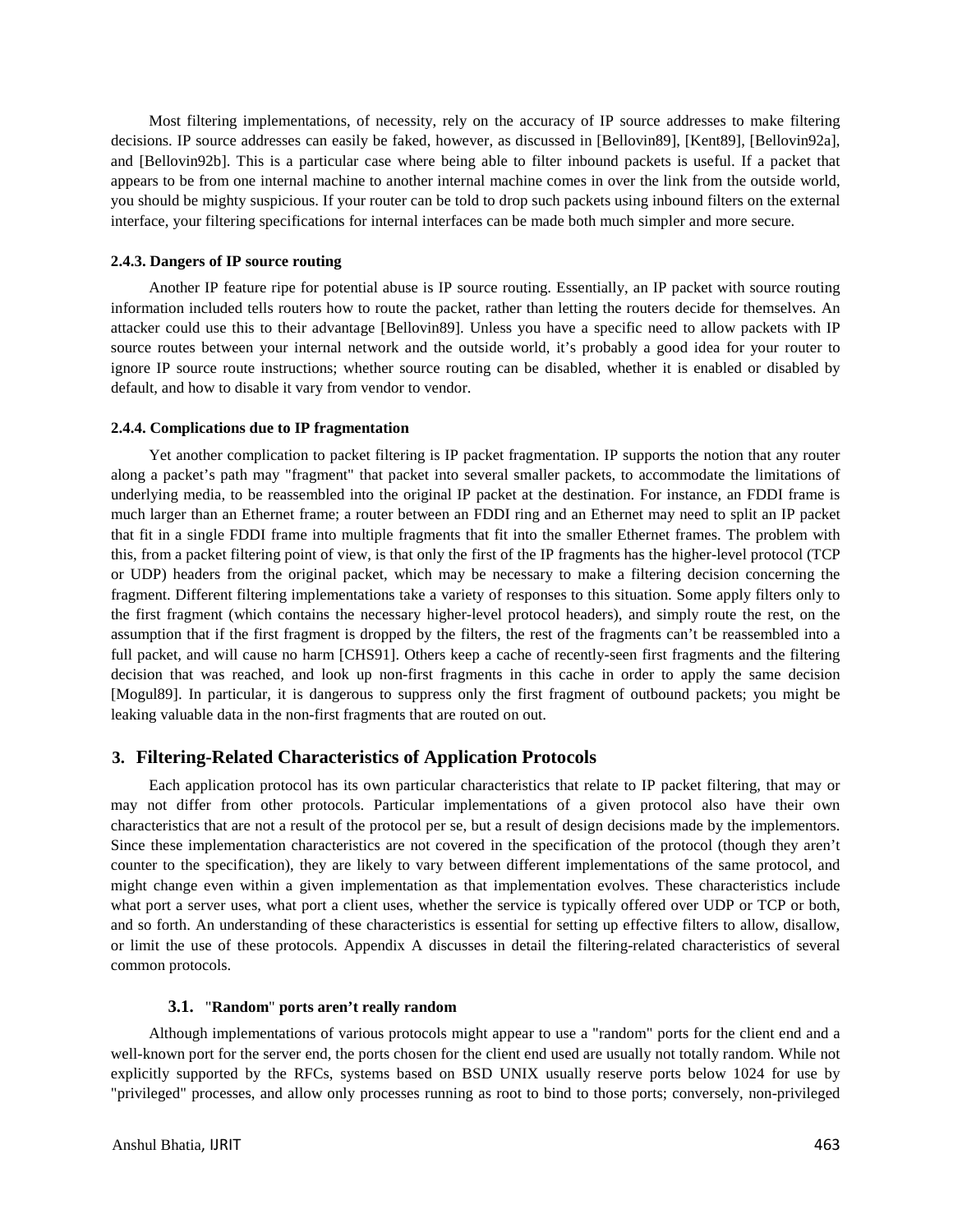Most filtering implementations, of necessity, rely on the accuracy of IP source addresses to make filtering decisions. IP source addresses can easily be faked, however, as discussed in [Bellovin89], [Kent89], [Bellovin92a], and [Bellovin92b]. This is a particular case where being able to filter inbound packets is useful. If a packet that appears to be from one internal machine to another internal machine comes in over the link from the outside world, you should be mighty suspicious. If your router can be told to drop such packets using inbound filters on the external interface, your filtering specifications for internal interfaces can be made both much simpler and more secure.

#### 2.4.3. Dangers of IP source routing

Another IP feature ripe for potential abuse is IP source routing. Essentially, an IP packet with source routing information included tells routers how to route the packet, rather than letting the routers decide for themselves. An attacker could use this to their advantage [Bellovin89]. Unless you have a specific need to allow packets with IP source routes between your internal network and the outside world, it's probably a good idea for your router to ignore IP source route instructions; whether source routing can be disabled, whether it is enabled or disabled by default, and how to disable it vary from vendor to vendor.

#### 2.4.4. Complications due to IP fragmentation

Yet another complication to packet filtering is IP packet fragmentation. IP supports the notion that any router along a packet's path may "fragment" that packet into several smaller packets, to accommodate the limitations of underlying media, to be reassembled into the original IP packet at the destination. For instance, an FDDI frame is much larger than an Ethernet frame; a router between an FDDI ring and an Ethernet may need to split an IP packet that fit in a single FDDI frame into multiple fragments that fit into the smaller Ethernet frames. The problem with this, from a packet filtering point of view, is that only the first of the IP fragments has the higher-level protocol (TCP or UDP) headers from the original packet, which may be necessary to make a filtering decision concerning the fragment. Different filtering implementations take a variety of responses to this situation. Some apply filters only to the first fragment (which contains the necessary higher-level protocol headers), and simply route the rest, on the assumption that if the first fragment is dropped by the filters, the rest of the fragments can't be reassembled into a full packet, and will cause no harm [CHS91]. Others keep a cache of recently-seen first fragments and the filtering decision that was reached, and look up non-first fragments in this cache in order to apply the same decision [Mogul89]. In particular, it is dangerous to suppress only the first fragment of outbound packets; you might be leaking valuable data in the non-first fragments that are routed on out.

## 3. Filtering-Related Characteristics of Application Protocols

Each application protocol has its own particular characteristics that relate to IP packet filtering, that may or may not differ from other protocols. Particular implementations of a given protocol also have their own characteristics that are not a result of the protocol per se, but a result of design decisions made by the implementors. Since these implementation characteristics are not covered in the specification of the protocol (though they aren't counter to the specification), they are likely to vary between different implementations of the same protocol, and might change even within a given implementation as that implementation evolves. These characteristics include what port a server uses, what port a client uses, whether the service is typically offered over UDP or TCP or both, and so forth. An understanding of these characteristics is essential for setting up effective filters to allow, disallow, or limit the use of these protocols. Appendix A discusses in detail the filtering-related characteristics of several common protocols.

### 3.1. "Random" ports aren't really random

Although implementations of various protocols might appear to use a "random" ports for the client end and a well-known port for the server end, the ports chosen for the client end used are usually not totally random. While not explicitly supported by the RFCs, systems based on BSD UNIX usually reserve ports below 1024 for use by "privileged" processes, and allow only processes running as root to bind to those ports; conversely, non-privileged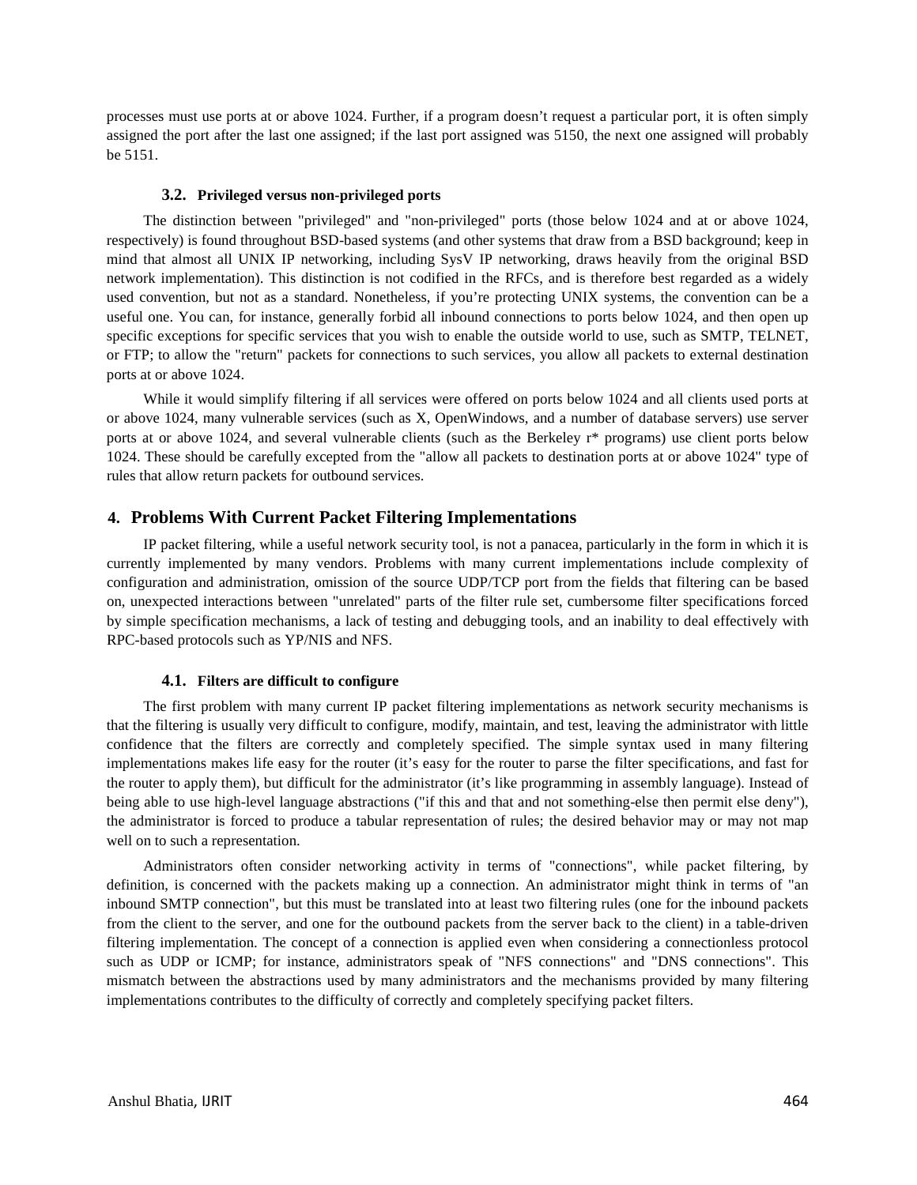processes must use ports at or above 1024. Further, if a program doesn't request a particular port, it is often simply assigned the port after the last one assigned; if the last port assigned was 5150, the next one assigned will probably be 5151.

### 3.2. Privileged versus non-privileged ports

The distinction between "privileged" and "non-privileged" ports (those below 1024 and at or above 1024, respectively) is found throughout BSD-based systems (and other systems that draw from a BSD background; keep in mind that almost all UNIX IP networking, including SysV IP networking, draws heavily from the original BSD network implementation). This distinction is not codified in the RFCs, and is therefore best regarded as a widely used convention, but not as a standard. Nonetheless, if you're protecting UNIX systems, the convention can be a useful one. You can, for instance, generally forbid all inbound connections to ports below 1024, and then open up specific exceptions for specific services that you wish to enable the outside world to use, such as SMTP, TELNET, or FTP; to allow the "return" packets for connections to such services, you allow all packets to external destination ports at or above 1024.

While it would simplify filtering if all services were offered on ports below 1024 and all clients used ports at or above 1024, many vulnerable services (such as X, OpenWindows, and a number of database servers) use server ports at or above 1024, and several vulnerable clients (such as the Berkeley r* programs) use client ports below 1024. These should be carefully excepted from the "allow all packets to destination ports at or above 1024" type of rules that allow return packets for outbound services.

## 4. Problems With Current Packet Filtering Implementations

IP packet filtering, while a useful network security tool, is not a panacea, particularly in the form in which it is currently implemented by many vendors. Problems with many current implementations include complexity of configuration and administration, omission of the source UDP/TCP port from the fields that filtering can be based on, unexpected interactions between "unrelated" parts of the filter rule set, cumbersome filter specifications forced by simple specification mechanisms, a lack of testing and debugging tools, and an inability to deal effectively with RPC-based protocols such as YP/NIS and NFS.

### 4.1. Filters are difficult to configure

The first problem with many current IP packet filtering implementations as network security mechanisms is that the filtering is usually very difficult to configure, modify, maintain, and test, leaving the administrator with little confidence that the filters are correctly and completely specified. The simple syntax used in many filtering implementations makes life easy for the router (it's easy for the router to parse the filter specifications, and fast for the router to apply them), but difficult for the administrator (it's like programming in assembly language). Instead of being able to use high-level language abstractions ("if this and that and not something-else then permit else deny"), the administrator is forced to produce a tabular representation of rules; the desired behavior may or may not map well on to such a representation.

Administrators often consider networking activity in terms of "connections", while packet filtering, by definition, is concerned with the packets making up a connection. An administrator might think in terms of "an inbound SMTP connection", but this must be translated into at least two filtering rules (one for the inbound packets from the client to the server, and one for the outbound packets from the server back to the client) in a table-driven filtering implementation. The concept of a connection is applied even when considering a connectionless protocol such as UDP or ICMP; for instance, administrators speak of "NFS connections" and "DNS connections". This mismatch between the abstractions used by many administrators and the mechanisms provided by many filtering implementations contributes to the difficulty of correctly and completely specifying packet filters.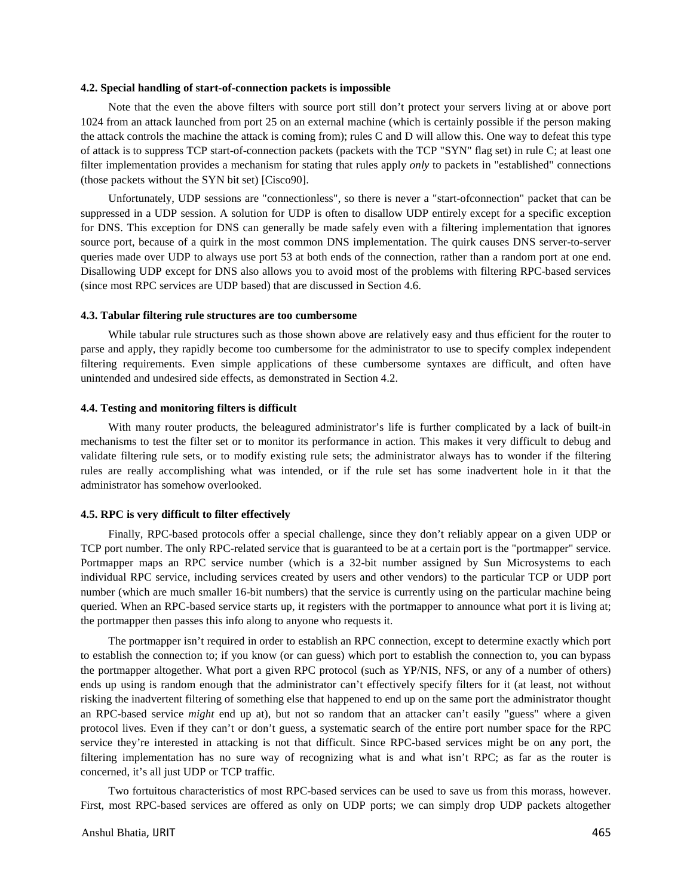#### 4.2. Special handling of start-of-connection packets is impossible

Note that the even the above filters with source port still don't protect your servers living at or above port 1024 from an attack launched from port 25 on an external machine (which is certainly possible if the person making the attack controls the machine the attack is coming from); rules C and D will allow this. One way to defeat this type of attack is to suppress TCP start-of-connection packets (packets with the TCP "SYN" flag set) in rule C; at least one filter implementation provides a mechanism for stating that rules apply *only* to packets in "established" connections (those packets without the SYN bit set) [Cisco90].

Unfortunately, UDP sessions are "connectionless", so there is never a "start-ofconnection" packet that can be suppressed in a UDP session. A solution for UDP is often to disallow UDP entirely except for a specific exception for DNS. This exception for DNS can generally be made safely even with a filtering implementation that ignores source port, because of a quirk in the most common DNS implementation. The quirk causes DNS server-to-server queries made over UDP to always use port 53 at both ends of the connection, rather than a random port at one end. Disallowing UDP except for DNS also allows you to avoid most of the problems with filtering RPC-based services (since most RPC services are UDP based) that are discussed in Section 4.6.

#### 4.3. Tabular filtering rule structures are too cumbersome

While tabular rule structures such as those shown above are relatively easy and thus efficient for the router to parse and apply, they rapidly become too cumbersome for the administrator to use to specify complex independent filtering requirements. Even simple applications of these cumbersome syntaxes are difficult, and often have unintended and undesired side effects, as demonstrated in Section 4.2.

#### 4.4. Testing and monitoring filters is difficult

With many router products, the beleagured administrator's life is further complicated by a lack of built-in mechanisms to test the filter set or to monitor its performance in action. This makes it very difficult to debug and validate filtering rule sets, or to modify existing rule sets; the administrator always has to wonder if the filtering rules are really accomplishing what was intended, or if the rule set has some inadvertent hole in it that the administrator has somehow overlooked.

#### 4.5. RPC is very difficult to filter effectively

Finally, RPC-based protocols offer a special challenge, since they don't reliably appear on a given UDP or TCP port number. The only RPC-related service that is guaranteed to be at a certain port is the "portmapper" service. Portmapper maps an RPC service number (which is a 32-bit number assigned by Sun Microsystems to each individual RPC service, including services created by users and other vendors) to the particular TCP or UDP port number (which are much smaller 16-bit numbers) that the service is currently using on the particular machine being queried. When an RPC-based service starts up, it registers with the portmapper to announce what port it is living at; the portmapper then passes this info along to anyone who requests it.

The portmapper isn't required in order to establish an RPC connection, except to determine exactly which port to establish the connection to; if you know (or can guess) which port to establish the connection to, you can bypass the portmapper altogether. What port a given RPC protocol (such as YP/NIS, NFS, or any of a number of others) ends up using is random enough that the administrator can't effectively specify filters for it (at least, not without risking the inadvertent filtering of something else that happened to end up on the same port the administrator thought an RPC-based service *might* end up at), but not so random that an attacker can't easily "guess" where a given protocol lives. Even if they can't or don't guess, a systematic search of the entire port number space for the RPC service they're interested in attacking is not that difficult. Since RPC-based services might be on any port, the filtering implementation has no sure way of recognizing what is and what isn't RPC; as far as the router is concerned, it's all just UDP or TCP traffic.

Two fortuitous characteristics of most RPC-based services can be used to save us from this morass, however. First, most RPC-based services are offered as only on UDP ports; we can simply drop UDP packets altogether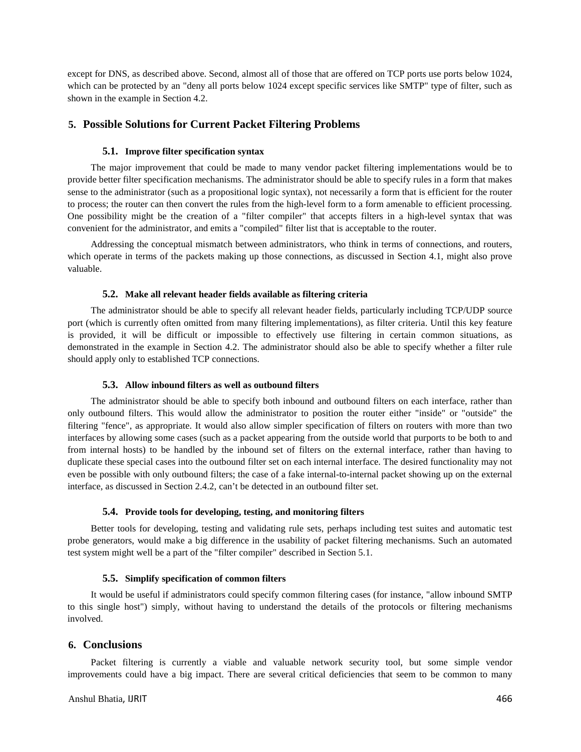except for DNS, as described above. Second, almost all of those that are offered on TCP ports use ports below 1024, which can be protected by an "deny all ports below 1024 except specific services like SMTP" type of filter, such as shown in the example in Section 4.2.

## 5. Possible Solutions for Current Packet Filtering Problems

### 5.1. Improve filter specification syntax

The major improvement that could be made to many vendor packet filtering implementations would be to provide better filter specification mechanisms. The administrator should be able to specify rules in a form that makes sense to the administrator (such as a propositional logic syntax), not necessarily a form that is efficient for the router to process; the router can then convert the rules from the high-level form to a form amenable to efficient processing. One possibility might be the creation of a "filter compiler" that accepts filters in a high-level syntax that was convenient for the administrator, and emits a "compiled" filter list that is acceptable to the router.

Addressing the conceptual mismatch between administrators, who think in terms of connections, and routers, which operate in terms of the packets making up those connections, as discussed in Section 4.1, might also prove valuable.

### 5.2. Make all relevant header fields available as filtering criteria

The administrator should be able to specify all relevant header fields, particularly including TCP/UDP source port (which is currently often omitted from many filtering implementations), as filter criteria. Until this key feature is provided, it will be difficult or impossible to effectively use filtering in certain common situations, as demonstrated in the example in Section 4.2. The administrator should also be able to specify whether a filter rule should apply only to established TCP connections.

### 5.3. Allow inbound filters as well as outbound filters

The administrator should be able to specify both inbound and outbound filters on each interface, rather than only outbound filters. This would allow the administrator to position the router either "inside" or "outside" the filtering "fence", as appropriate. It would also allow simpler specification of filters on routers with more than two interfaces by allowing some cases (such as a packet appearing from the outside world that purports to be both to and from internal hosts) to be handled by the inbound set of filters on the external interface, rather than having to duplicate these special cases into the outbound filter set on each internal interface. The desired functionality may not even be possible with only outbound filters; the case of a fake internal-to-internal packet showing up on the external interface, as discussed in Section 2.4.2, can't be detected in an outbound filter set.

### 5.4. Provide tools for developing, testing, and monitoring filters

Better tools for developing, testing and validating rule sets, perhaps including test suites and automatic test probe generators, would make a big difference in the usability of packet filtering mechanisms. Such an automated test system might well be a part of the "filter compiler" described in Section 5.1.

### 5.5. Simplify specification of common filters

It would be useful if administrators could specify common filtering cases (for instance, "allow inbound SMTP to this single host") simply, without having to understand the details of the protocols or filtering mechanisms involved.

## 6. Conclusions

Packet filtering is currently a viable and valuable network security tool, but some simple vendor improvements could have a big impact. There are several critical deficiencies that seem to be common to many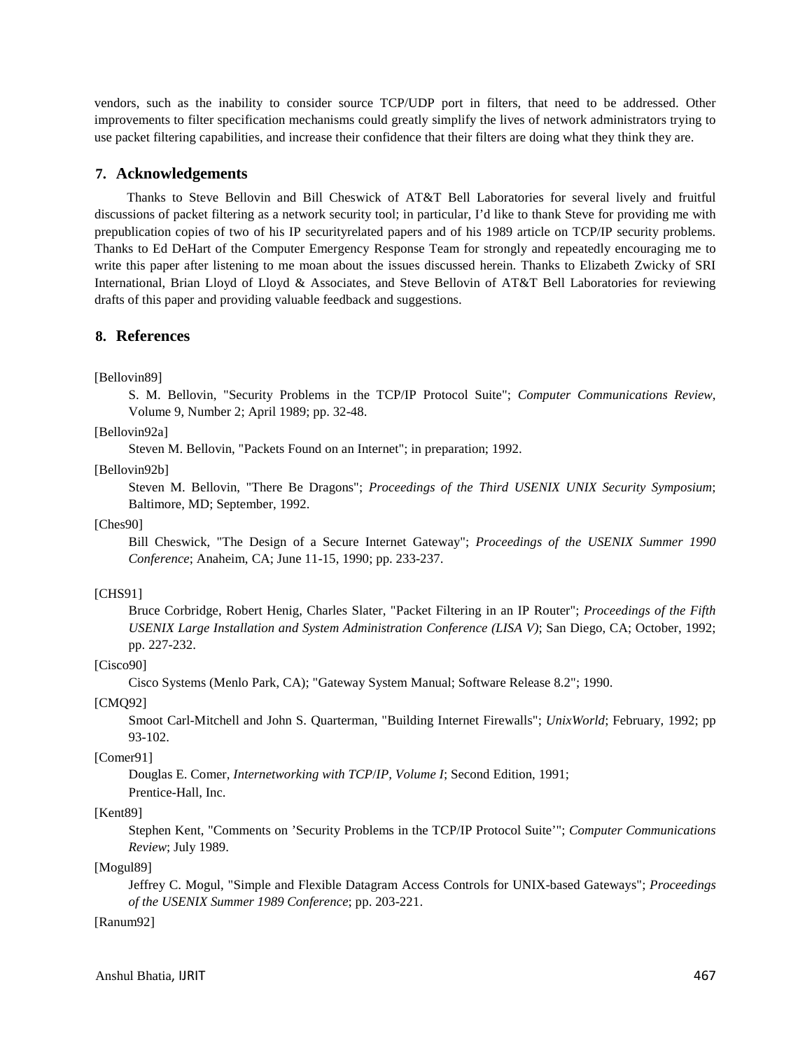vendors, such as the inability to consider source TCP/UDP port in filters, that need to be addressed. Other improvements to filter specification mechanisms could greatly simplify the lives of network administrators trying to use packet filtering capabilities, and increase their confidence that their filters are doing what they think they are.

## 7. Acknowledgements

Thanks to Steve Bellovin and Bill Cheswick of AT&T Bell Laboratories for several lively and fruitful discussions of packet filtering as a network security tool; in particular, I'd like to thank Steve for providing me with prepublication copies of two of his IP securityrelated papers and of his 1989 article on TCP/IP security problems. Thanks to Ed DeHart of the Computer Emergency Response Team for strongly and repeatedly encouraging me to write this paper after listening to me moan about the issues discussed herein. Thanks to Elizabeth Zwicky of SRI International, Brian Lloyd of Lloyd & Associates, and Steve Bellovin of AT&T Bell Laboratories for reviewing drafts of this paper and providing valuable feedback and suggestions.

## 8. References

[Bellovin89]

S. M. Bellovin, "Security Problems in the TCP/IP Protocol Suite"; *Computer Communications Review*, Volume 9, Number 2; April 1989; pp. 32-48.

[Bellovin92a]

Steven M. Bellovin, "Packets Found on an Internet"; in preparation; 1992.

[Bellovin92b]

Steven M. Bellovin, "There Be Dragons"; *Proceedings of the Third USENIX UNIX Security Symposium*; Baltimore, MD; September, 1992.

[Ches90]

Bill Cheswick, "The Design of a Secure Internet Gateway"; *Proceedings of the USENIX Summer 1990 Conference*; Anaheim, CA; June 11-15, 1990; pp. 233-237.

[CHS91]

Bruce Corbridge, Robert Henig, Charles Slater, "Packet Filtering in an IP Router"; *Proceedings of the Fifth USENIX Large Installation and System Administration Conference (LISA V)*; San Diego, CA; October, 1992; pp. 227-232.

[Cisco90]

Cisco Systems (Menlo Park, CA); "Gateway System Manual; Software Release 8.2"; 1990.

[CMQ92]

Smoot Carl-Mitchell and John S. Quarterman, "Building Internet Firewalls"; *UnixWorld*; February, 1992; pp 93-102.

[Comer91]

Douglas E. Comer, *Internetworking with TCP/IP, Volume I*; Second Edition, 1991; Prentice-Hall, Inc.

[Kent89]

Stephen Kent, "Comments on 'Security Problems in the TCP/IP Protocol Suite'"; *Computer Communications Review*; July 1989.

[Mogul89]

Jeffrey C. Mogul, "Simple and Flexible Datagram Access Controls for UNIX-based Gateways"; *Proceedings of the USENIX Summer 1989 Conference*; pp. 203-221.

[Ranum92]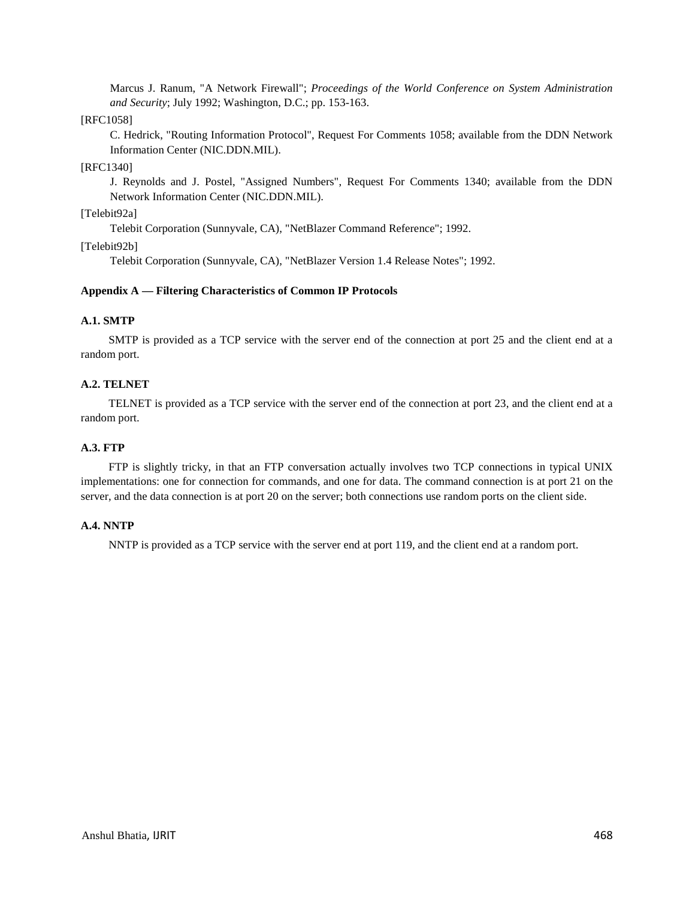Marcus J. Ranum, "A Network Firewall"; *Proceedings of the World Conference on System Administration and Security*; July 1992; Washington, D.C.; pp. 153-163.

[RFC1058]

C. Hedrick, "Routing Information Protocol", Request For Comments 1058; available from the DDN Network Information Center (NIC.DDN.MIL).

[RFC1340]

J. Reynolds and J. Postel, "Assigned Numbers", Request For Comments 1340; available from the DDN Network Information Center (NIC.DDN.MIL).

[Telebit92a]

Telebit Corporation (Sunnyvale, CA), "NetBlazer Command Reference"; 1992.

[Telebit92b]

Telebit Corporation (Sunnyvale, CA), "NetBlazer Version 1.4 Release Notes"; 1992.

## Appendix A — Filtering Characteristics of Common IP Protocols

### A.1. SMTP

SMTP is provided as a TCP service with the server end of the connection at port 25 and the client end at a random port.

### A.2. TELNET

TELNET is provided as a TCP service with the server end of the connection at port 23, and the client end at a random port.

### A.3. FTP

FTP is slightly tricky, in that an FTP conversation actually involves two TCP connections in typical UNIX implementations: one for connection for commands, and one for data. The command connection is at port 21 on the server, and the data connection is at port 20 on the server; both connections use random ports on the client side.

### A.4. NNTP

NNTP is provided as a TCP service with the server end at port 119, and the client end at a random port.